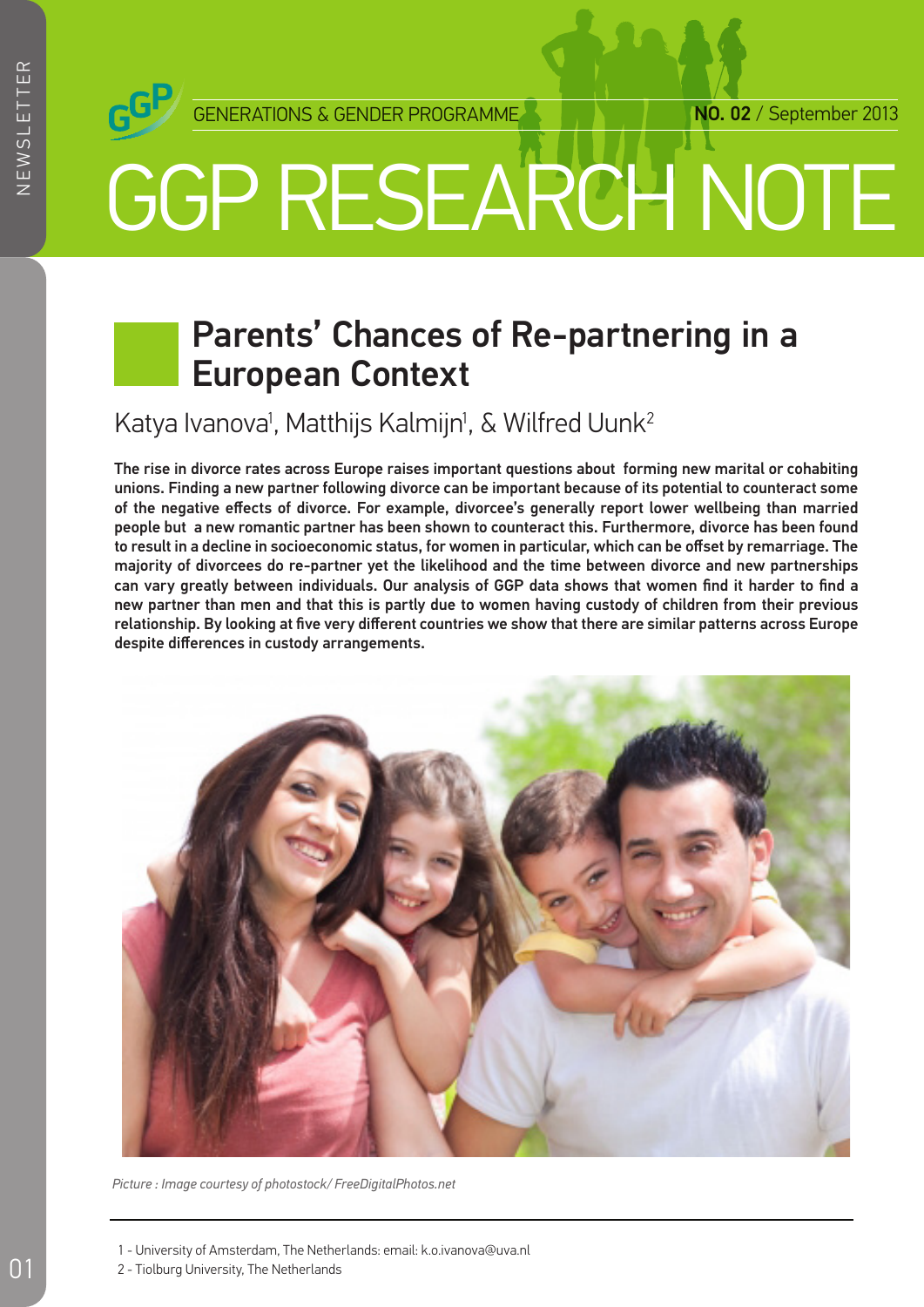GENERATIONS & GENDER PROGRAMME **NO. 02** / September 2013

# GGP RESEARCH NOTE

## Parents' Chances of Re-partnering in a European Context

Katya Ivanova[1], Matthijs Kalmijn[1], & Wilfred Uunk[2]

**The rise in divorce rates across Europe raises important questions about forming new marital or cohabiting unions. Finding a new partner following divorce can be important because of its potential to counteract some of the negative effects of divorce. For example, divorcee's generally report lower wellbeing than married people but a new romantic partner has been shown to counteract this. Furthermore, divorce has been found to result in a decline in socioeconomic status, for women in particular, which can be offset by remarriage. The majority of divorcees do re-partner yet the likelihood and the time between divorce and new partnerships can vary greatly between individuals. Our analysis of GGP data shows that women find it harder to find a new partner than men and that this is partly due to women having custody of children from their previous relationship. By looking at five very different countries we show that there are similar patterns across Europe despite differences in custody arrangements.**

*Picture : Image courtesy of photostock/ FreeDigitalPhotos.net*

---

1 - University of Amsterdam, The Netherlands: email: k.o.ivanova@uva.nl

2 - Tiolburg University, The Netherlands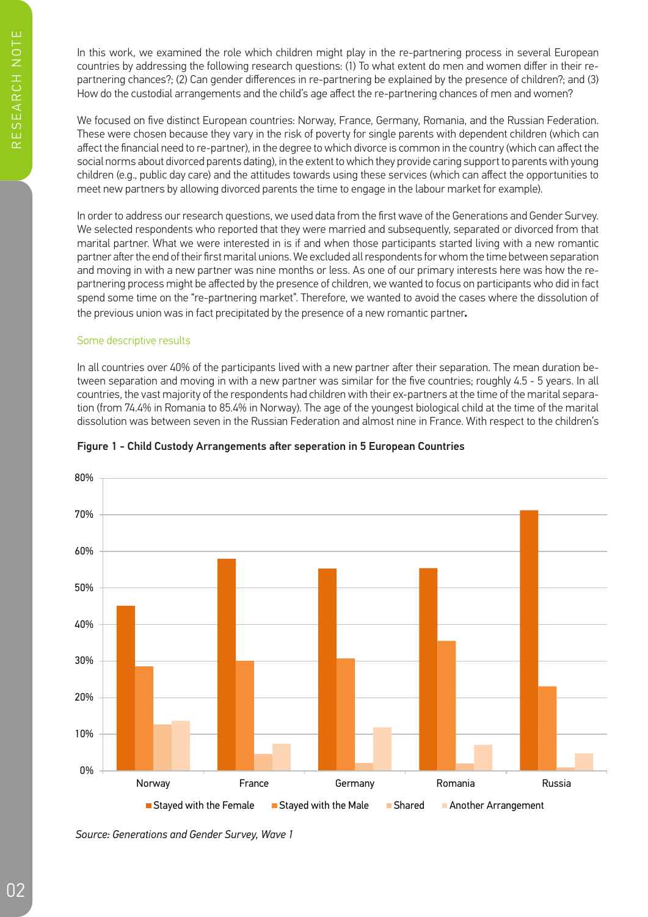In this work, we examined the role which children might play in the re-partnering process in several European countries by addressing the following research questions: (1) To what extent do men and women differ in their re-partnering chances?; (2) Can gender differences in re-partnering be explained by the presence of children?; and (3) How do the custodial arrangements and the child's age affect the re-partnering chances of men and women?

We focused on five distinct European countries: Norway, France, Germany, Romania, and the Russian Federation. These were chosen because they vary in the risk of poverty for single parents with dependent children (which can affect the financial need to re-partner), in the degree to which divorce is common in the country (which can affect the social norms about divorced parents dating), in the extent to which they provide caring support to parents with young children (e.g., public day care) and the attitudes towards using these services (which can affect the opportunities to meet new partners by allowing divorced parents the time to engage in the labour market for example).

In order to address our research questions, we used data from the first wave of the Generations and Gender Survey. We selected respondents who reported that they were married and subsequently, separated or divorced from that marital partner. What we were interested in is if and when those participants started living with a new romantic partner after the end of their first marital unions. We excluded all respondents for whom the time between separation and moving in with a new partner was nine months or less. As one of our primary interests here was how the re-partnering process might be affected by the presence of children, we wanted to focus on participants who did in fact spend some time on the "re-partnering market". Therefore, we wanted to avoid the cases where the dissolution of the previous union was in fact precipitated by the presence of a new romantic partner.

## Some descriptive results

In all countries over 40% of the participants lived with a new partner after their separation. The mean duration between separation and moving in with a new partner was similar for the five countries; roughly 4.5 - 5 years. In all countries, the vast majority of the respondents had children with their ex-partners at the time of the marital separation (from 74.4% in Romania to 85.4% in Norway). The age of the youngest biological child at the time of the marital dissolution was between seven in the Russian Federation and almost nine in France. With respect to the children's

**Figure 1 - Child Custody Arrangements after seperation in 5 European Countries**

| Country | Stayed with the Female | Stayed with the Male | Shared | Another Arrangement |
|---|---|---|---|---|
| Norway | ~45% | ~29% | ~13% | ~14% |
| France | ~58% | ~30% | ~5% | ~7% |
| Germany | ~55% | ~31% | ~2% | ~12% |
| Romania | ~55% | ~35% | ~2% | ~7% |
| Russia | ~71% | ~23% | ~1% | ~5% |

*Source: Generations and Gender Survey, Wave 1*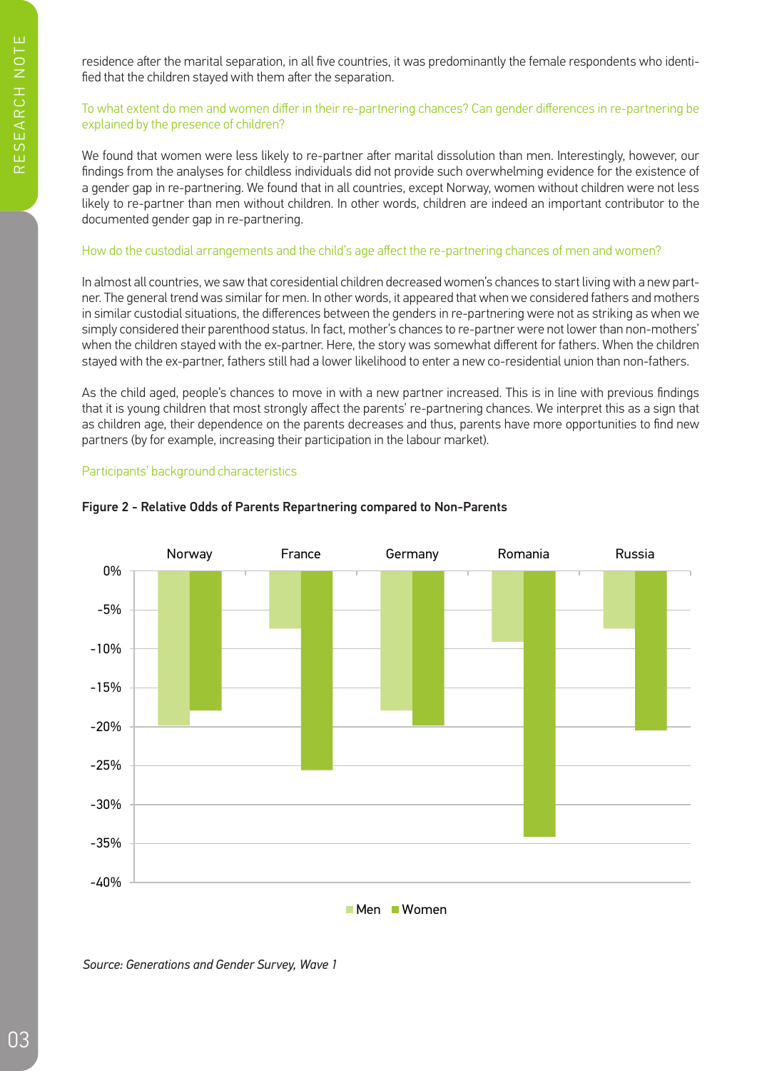residence after the marital separation, in all five countries, it was predominantly the female respondents who identified that the children stayed with them after the separation.

### To what extent do men and women differ in their re-partnering chances? Can gender differences in re-partnering be explained by the presence of children?

We found that women were less likely to re-partner after marital dissolution than men. Interestingly, however, our findings from the analyses for childless individuals did not provide such overwhelming evidence for the existence of a gender gap in re-partnering. We found that in all countries, except Norway, women without children were not less likely to re-partner than men without children. In other words, children are indeed an important contributor to the documented gender gap in re-partnering.

### How do the custodial arrangements and the child's age affect the re-partnering chances of men and women?

In almost all countries, we saw that coresidential children decreased women's chances to start living with a new partner. The general trend was similar for men. In other words, it appeared that when we considered fathers and mothers in similar custodial situations, the differences between the genders in re-partnering were not as striking as when we simply considered their parenthood status. In fact, mother's chances to re-partner were not lower than non-mothers' when the children stayed with the ex-partner. Here, the story was somewhat different for fathers. When the children stayed with the ex-partner, fathers still had a lower likelihood to enter a new co-residential union than non-fathers.

As the child aged, people's chances to move in with a new partner increased. This is in line with previous findings that it is young children that most strongly affect the parents' re-partnering chances. We interpret this as a sign that as children age, their dependence on the parents decreases and thus, parents have more opportunities to find new partners (by for example, increasing their participation in the labour market).

### Participants' background characteristics

**Figure 2 - Relative Odds of Parents Repartnering compared to Non-Parents**

*Source: Generations and Gender Survey, Wave 1*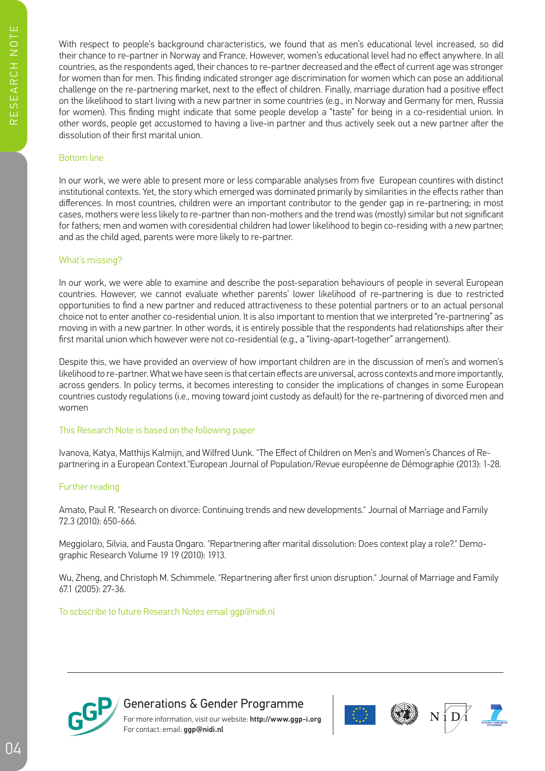With respect to people's background characteristics, we found that as men's educational level increased, so did their chance to re-partner in Norway and France. However, women's educational level had no effect anywhere. In all countries, as the respondents aged, their chances to re-partner decreased and the effect of current age was stronger for women than for men. This finding indicated stronger age discrimination for women which can pose an additional challenge on the re-partnering market, next to the effect of children. Finally, marriage duration had a positive effect on the likelihood to start living with a new partner in some countries (e.g., in Norway and Germany for men, Russia for women). This finding might indicate that some people develop a "taste" for being in a co-residential union. In other words, people get accustomed to having a live-in partner and thus actively seek out a new partner after the dissolution of their first marital union.

## Bottom line

In our work, we were able to present more or less comparable analyses from five European countires with distinct institutional contexts. Yet, the story which emerged was dominated primarily by similarities in the effects rather than differences. In most countries, children were an important contributor to the gender gap in re-partnering; in most cases, mothers were less likely to re-partner than non-mothers and the trend was (mostly) similar but not significant for fathers; men and women with coresidential children had lower likelihood to begin co-residing with a new partner; and as the child aged, parents were more likely to re-partner.

## What's missing?

In our work, we were able to examine and describe the post-separation behaviours of people in several European countries. However, we cannot evaluate whether parents' lower likelihood of re-partnering is due to restricted opportunities to find a new partner and reduced attractiveness to these potential partners or to an actual personal choice not to enter another co-residential union. It is also important to mention that we interpreted "re-partnering" as moving in with a new partner. In other words, it is entirely possible that the respondents had relationships after their first marital union which however were not co-residential (e.g., a "living-apart-together" arrangement).

Despite this, we have provided an overview of how important children are in the discussion of men's and women's likelihood to re-partner. What we have seen is that certain effects are universal, across contexts and more importantly, across genders. In policy terms, it becomes interesting to consider the implications of changes in some European countries custody regulations (i.e., moving toward joint custody as default) for the re-partnering of divorced men and women

## This Research Note is based on the following paper

Ivanova, Katya, Matthijs Kalmijn, and Wilfred Uunk. "The Effect of Children on Men's and Women's Chances of Re-partnering in a European Context."European Journal of Population/Revue européenne de Démographie (2013): 1-28.

## Further reading

Amato, Paul R. "Research on divorce: Continuing trends and new developments." Journal of Marriage and Family 72.3 (2010): 650-666.

Meggiolaro, Silvia, and Fausta Ongaro. "Repartnering after marital dissolution: Does context play a role?." Demographic Research Volume 19 19 (2010): 1913.

Wu, Zheng, and Christoph M. Schimmele. "Repartnering after first union disruption." Journal of Marriage and Family 67.1 (2005): 27-36.

To scbscribe to future Research Notes email ggp@nidi.nl

Generations & Gender Programme

For more information, visit our website: **http://www.ggp-i.org**
For contact: email: **ggp@nidi.nl**